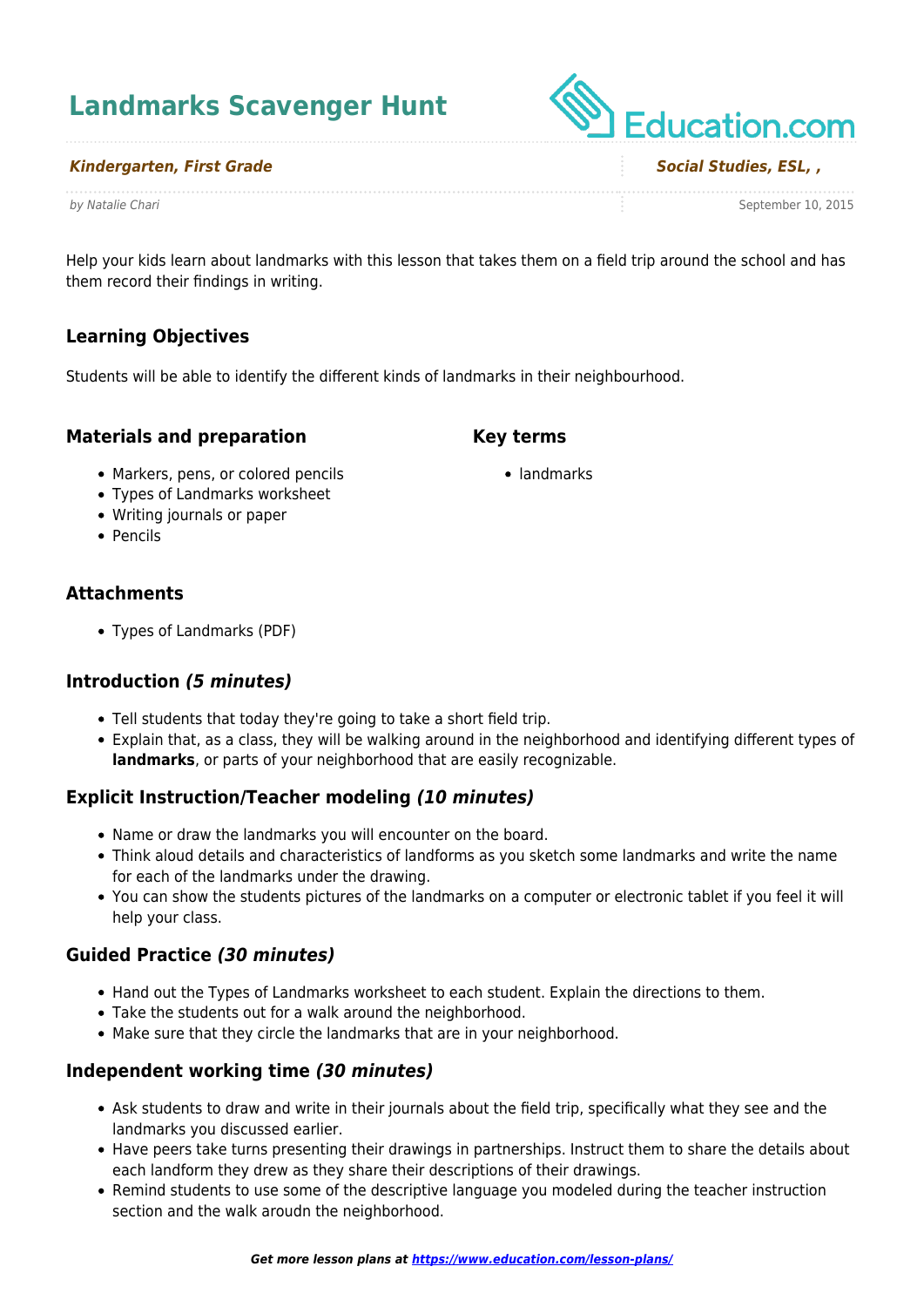# Landmarks Scavenger Hunt

Education.com

***Kindergarten, First Grade*** | ***Social Studies, ESL, ,***

*by Natalie Chari* | September 10, 2015

Help your kids learn about landmarks with this lesson that takes them on a field trip around the school and has them record their findings in writing.

### Learning Objectives

Students will be able to identify the different kinds of landmarks in their neighbourhood.

### Materials and preparation

- Markers, pens, or colored pencils
- Types of Landmarks worksheet
- Writing journals or paper
- Pencils

### Key terms

- landmarks

### Attachments

- Types of Landmarks (PDF)

### Introduction *(5 minutes)*

- Tell students that today they're going to take a short field trip.
- Explain that, as a class, they will be walking around in the neighborhood and identifying different types of **landmarks**, or parts of your neighborhood that are easily recognizable.

### Explicit Instruction/Teacher modeling *(10 minutes)*

- Name or draw the landmarks you will encounter on the board.
- Think aloud details and characteristics of landforms as you sketch some landmarks and write the name for each of the landmarks under the drawing.
- You can show the students pictures of the landmarks on a computer or electronic tablet if you feel it will help your class.

### Guided Practice *(30 minutes)*

- Hand out the Types of Landmarks worksheet to each student. Explain the directions to them.
- Take the students out for a walk around the neighborhood.
- Make sure that they circle the landmarks that are in your neighborhood.

### Independent working time *(30 minutes)*

- Ask students to draw and write in their journals about the field trip, specifically what they see and the landmarks you discussed earlier.
- Have peers take turns presenting their drawings in partnerships. Instruct them to share the details about each landform they drew as they share their descriptions of their drawings.
- Remind students to use some of the descriptive language you modeled during the teacher instruction section and the walk aroudn the neighborhood.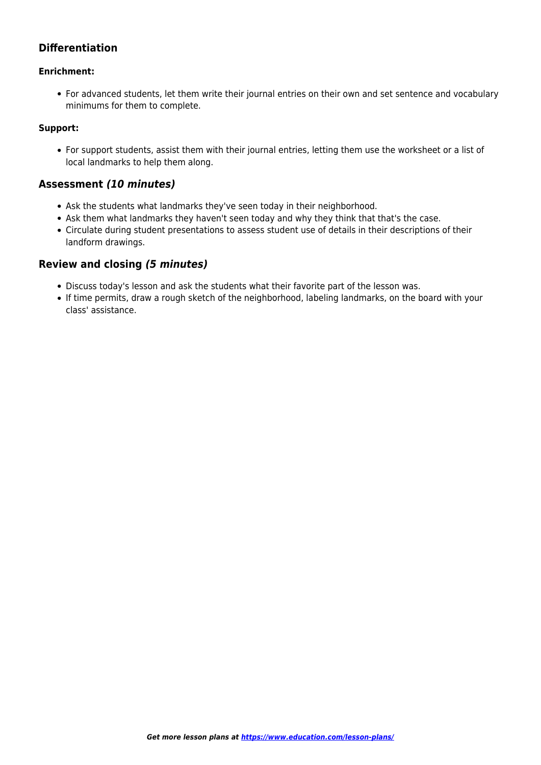## Differentiation

### Enrichment:

- For advanced students, let them write their journal entries on their own and set sentence and vocabulary minimums for them to complete.

### Support:

- For support students, assist them with their journal entries, letting them use the worksheet or a list of local landmarks to help them along.

## Assessment *(10 minutes)*

- Ask the students what landmarks they've seen today in their neighborhood.
- Ask them what landmarks they haven't seen today and why they think that that's the case.
- Circulate during student presentations to assess student use of details in their descriptions of their landform drawings.

## Review and closing *(5 minutes)*

- Discuss today's lesson and ask the students what their favorite part of the lesson was.
- If time permits, draw a rough sketch of the neighborhood, labeling landmarks, on the board with your class' assistance.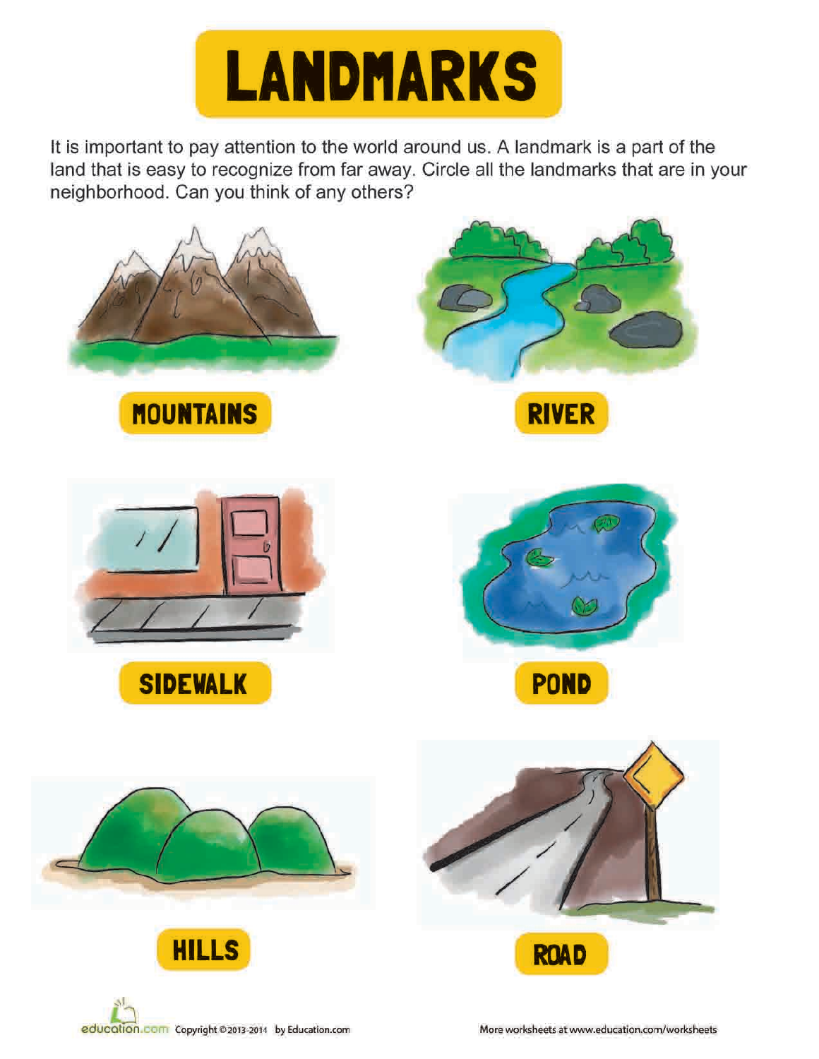# LANDMARKS

It is important to pay attention to the world around us. A landmark is a part of the land that is easy to recognize from far away. Circle all the landmarks that are in your neighborhood. Can you think of any others?

MOUNTAINS

RIVER

SIDEWALK

POND

HILLS

ROAD